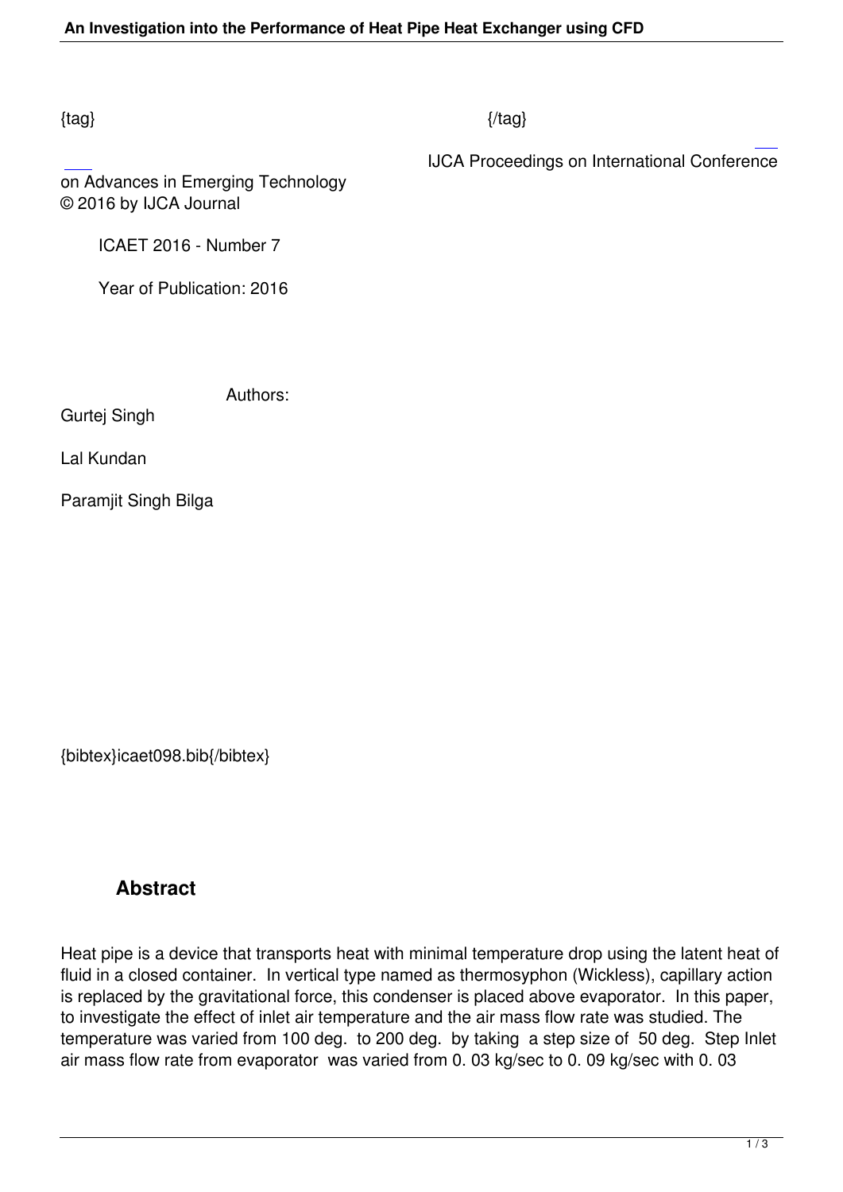{tag} {/tag}

IJCA Proceedings on International Conference on Advances in Emerging Technology
© 2016 by IJCA Journal

ICAET 2016 - Number 7

Year of Publication: 2016

Authors:

Gurtej Singh

Lal Kundan

Paramjit Singh Bilga

{bibtex}icaet098.bib{/bibtex}

## Abstract

Heat pipe is a device that transports heat with minimal temperature drop using the latent heat of fluid in a closed container. In vertical type named as thermosyphon (Wickless), capillary action is replaced by the gravitational force, this condenser is placed above evaporator. In this paper, to investigate the effect of inlet air temperature and the air mass flow rate was studied. The temperature was varied from 100 deg. to 200 deg. by taking a step size of 50 deg. Step Inlet air mass flow rate from evaporator was varied from 0. 03 kg/sec to 0. 09 kg/sec with 0. 03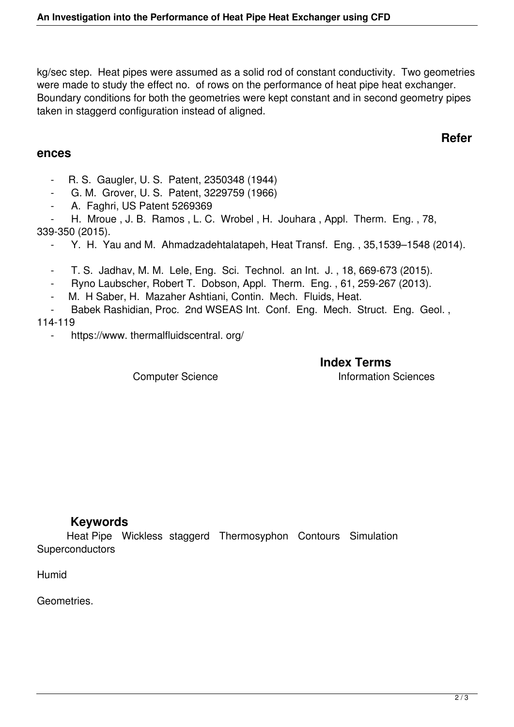kg/sec step. Heat pipes were assumed as a solid rod of constant conductivity. Two geometries were made to study the effect no. of rows on the performance of heat pipe heat exchanger. Boundary conditions for both the geometries were kept constant and in second geometry pipes taken in staggerd configuration instead of aligned.

## References

- R. S. Gaugler, U. S. Patent, 2350348 (1944)
- G. M. Grover, U. S. Patent, 3229759 (1966)
- A. Faghri, US Patent 5269369
- H. Mroue , J. B. Ramos , L. C. Wrobel , H. Jouhara , Appl. Therm. Eng. , 78, 339-350 (2015).
- Y. H. Yau and M. Ahmadzadehtalatapeh, Heat Transf. Eng. , 35,1539–1548 (2014).
- T. S. Jadhav, M. M. Lele, Eng. Sci. Technol. an Int. J. , 18, 669-673 (2015).
- Ryno Laubscher, Robert T. Dobson, Appl. Therm. Eng. , 61, 259-267 (2013).
- M. H Saber, H. Mazaher Ashtiani, Contin. Mech. Fluids, Heat.
- Babek Rashidian, Proc. 2nd WSEAS Int. Conf. Eng. Mech. Struct. Eng. Geol. , 114-119
- https://www. thermalfluidscentral. org/

## Index Terms

Computer Science

Information Sciences

## Keywords

Heat Pipe Wickless staggerd Thermosyphon Contours Simulation Superconductors

Humid

Geometries.